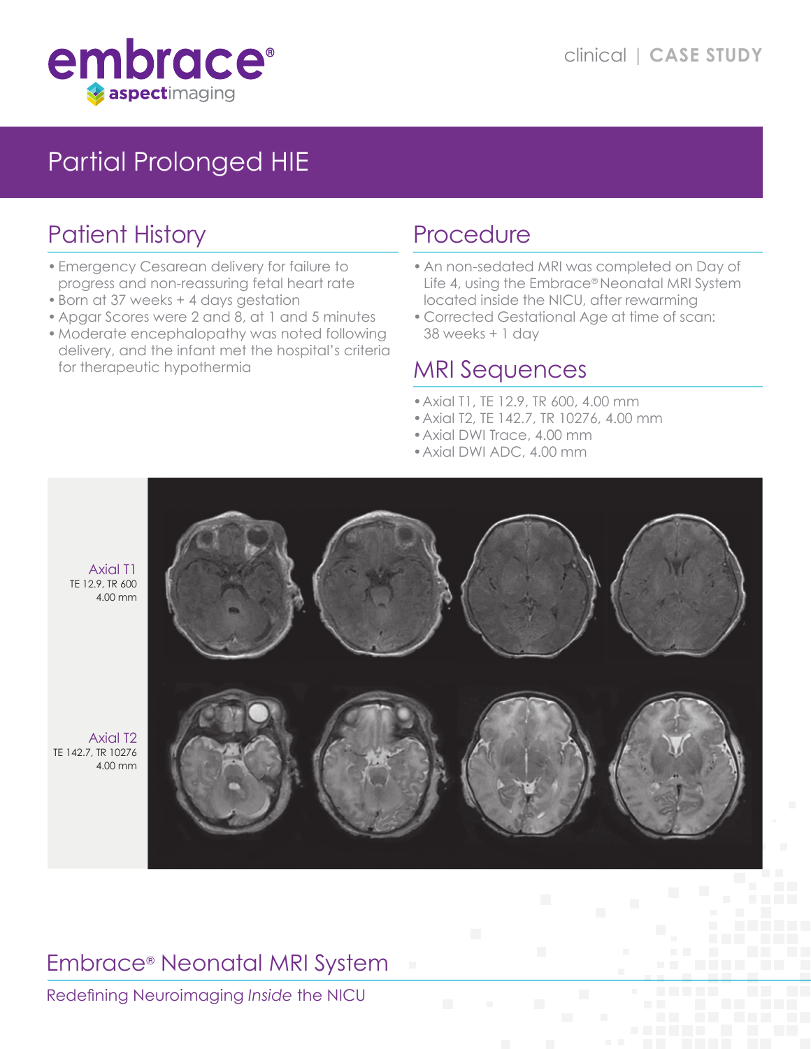embrace®
aspectimaging

clinical | CASE STUDY

# Partial Prolonged HIE

## Patient History

- Emergency Cesarean delivery for failure to progress and non-reassuring fetal heart rate
- Born at 37 weeks + 4 days gestation
- Apgar Scores were 2 and 8, at 1 and 5 minutes
- Moderate encephalopathy was noted following delivery, and the infant met the hospital's criteria for therapeutic hypothermia

## Procedure

- An non-sedated MRI was completed on Day of Life 4, using the Embrace® Neonatal MRI System located inside the NICU, after rewarming
- Corrected Gestational Age at time of scan: 38 weeks + 1 day

## MRI Sequences

- Axial T1, TE 12.9, TR 600, 4.00 mm
- Axial T2, TE 142.7, TR 10276, 4.00 mm
- Axial DWI Trace, 4.00 mm
- Axial DWI ADC, 4.00 mm

Axial T1
TE 12.9, TR 600
4.00 mm

Axial T2
TE 142.7, TR 10276
4.00 mm

## Embrace® Neonatal MRI System

Redefining Neuroimaging *Inside* the NICU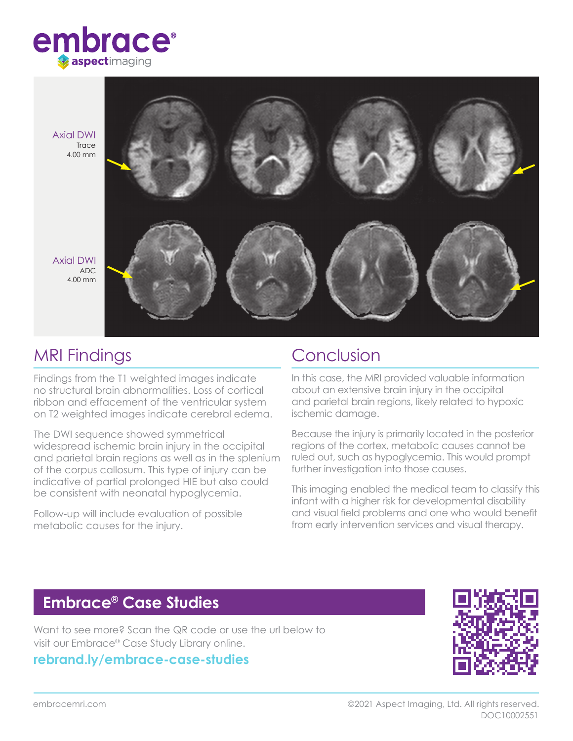embrace®
aspectimaging

Axial DWI
Trace
4.00 mm

Axial DWI
ADC
4.00 mm

## MRI Findings

Findings from the T1 weighted images indicate no structural brain abnormalities. Loss of cortical ribbon and effacement of the ventricular system on T2 weighted images indicate cerebral edema.

The DWI sequence showed symmetrical widespread ischemic brain injury in the occipital and parietal brain regions as well as in the splenium of the corpus callosum. This type of injury can be indicative of partial prolonged HIE but also could be consistent with neonatal hypoglycemia.

Follow-up will include evaluation of possible metabolic causes for the injury.

## Conclusion

In this case, the MRI provided valuable information about an extensive brain injury in the occipital and parietal brain regions, likely related to hypoxic ischemic damage.

Because the injury is primarily located in the posterior regions of the cortex, metabolic causes cannot be ruled out, such as hypoglycemia. This would prompt further investigation into those causes.

This imaging enabled the medical team to classify this infant with a higher risk for developmental disability and visual field problems and one who would benefit from early intervention services and visual therapy.

## Embrace® Case Studies

Want to see more? Scan the QR code or use the url below to visit our Embrace® Case Study Library online.

**rebrand.ly/embrace-case-studies**

embracemri.com

©2021 Aspect Imaging, Ltd. All rights reserved.
DOC10002551